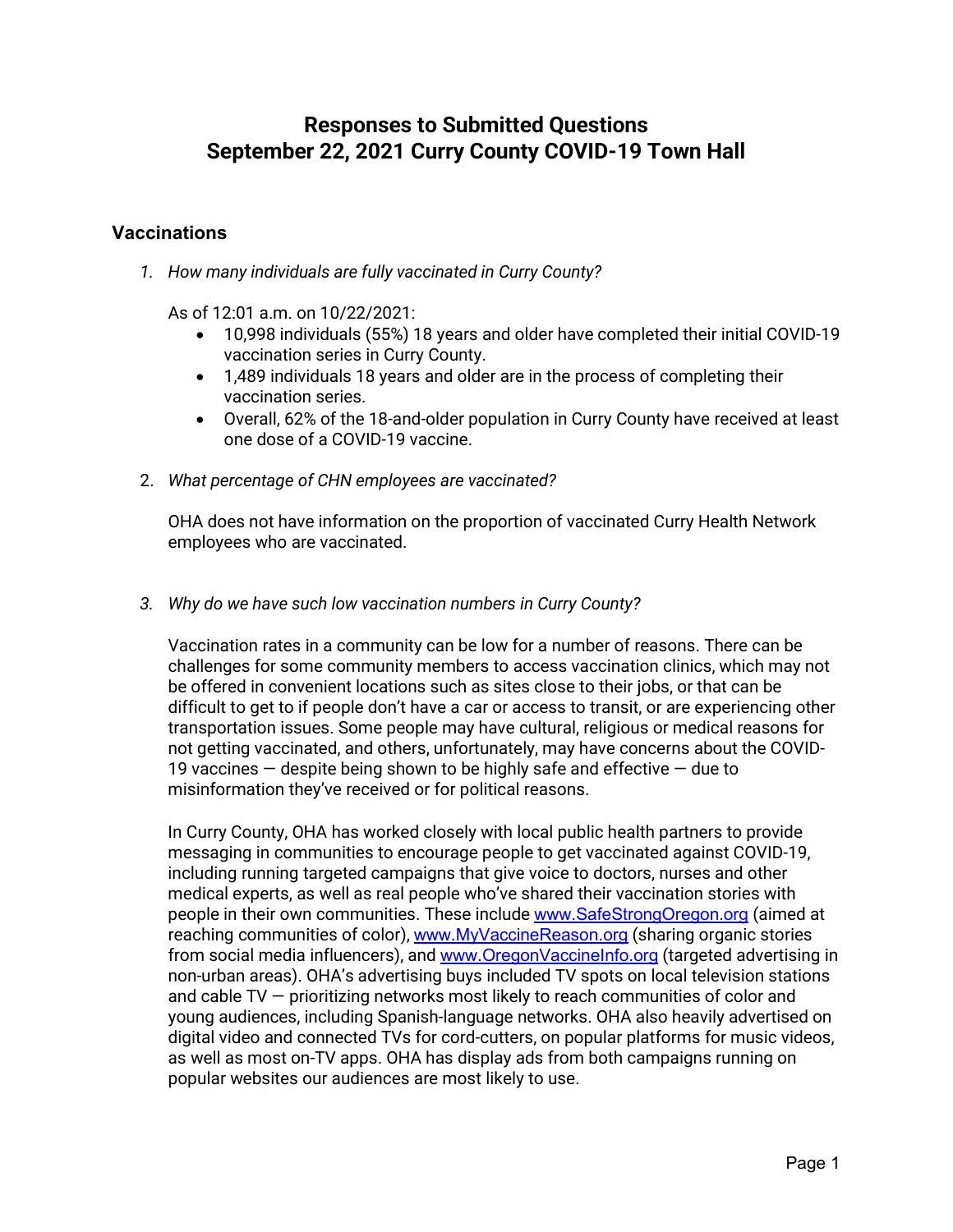# Responses to Submitted Questions
# September 22, 2021 Curry County COVID-19 Town Hall

## Vaccinations

1. *How many individuals are fully vaccinated in Curry County?*

   As of 12:01 a.m. on 10/22/2021:
   - 10,998 individuals (55%) 18 years and older have completed their initial COVID-19 vaccination series in Curry County.
   - 1,489 individuals 18 years and older are in the process of completing their vaccination series.
   - Overall, 62% of the 18-and-older population in Curry County have received at least one dose of a COVID-19 vaccine.

2. *What percentage of CHN employees are vaccinated?*

   OHA does not have information on the proportion of vaccinated Curry Health Network employees who are vaccinated.

3. *Why do we have such low vaccination numbers in Curry County?*

   Vaccination rates in a community can be low for a number of reasons. There can be challenges for some community members to access vaccination clinics, which may not be offered in convenient locations such as sites close to their jobs, or that can be difficult to get to if people don't have a car or access to transit, or are experiencing other transportation issues. Some people may have cultural, religious or medical reasons for not getting vaccinated, and others, unfortunately, may have concerns about the COVID-19 vaccines — despite being shown to be highly safe and effective — due to misinformation they've received or for political reasons.

   In Curry County, OHA has worked closely with local public health partners to provide messaging in communities to encourage people to get vaccinated against COVID-19, including running targeted campaigns that give voice to doctors, nurses and other medical experts, as well as real people who've shared their vaccination stories with people in their own communities. These include [www.SafeStrongOregon.org](http://www.SafeStrongOregon.org) (aimed at reaching communities of color), [www.MyVaccineReason.org](http://www.MyVaccineReason.org) (sharing organic stories from social media influencers), and [www.OregonVaccineInfo.org](http://www.OregonVaccineInfo.org) (targeted advertising in non-urban areas). OHA's advertising buys included TV spots on local television stations and cable TV — prioritizing networks most likely to reach communities of color and young audiences, including Spanish-language networks. OHA also heavily advertised on digital video and connected TVs for cord-cutters, on popular platforms for music videos, as well as most on-TV apps. OHA has display ads from both campaigns running on popular websites our audiences are most likely to use.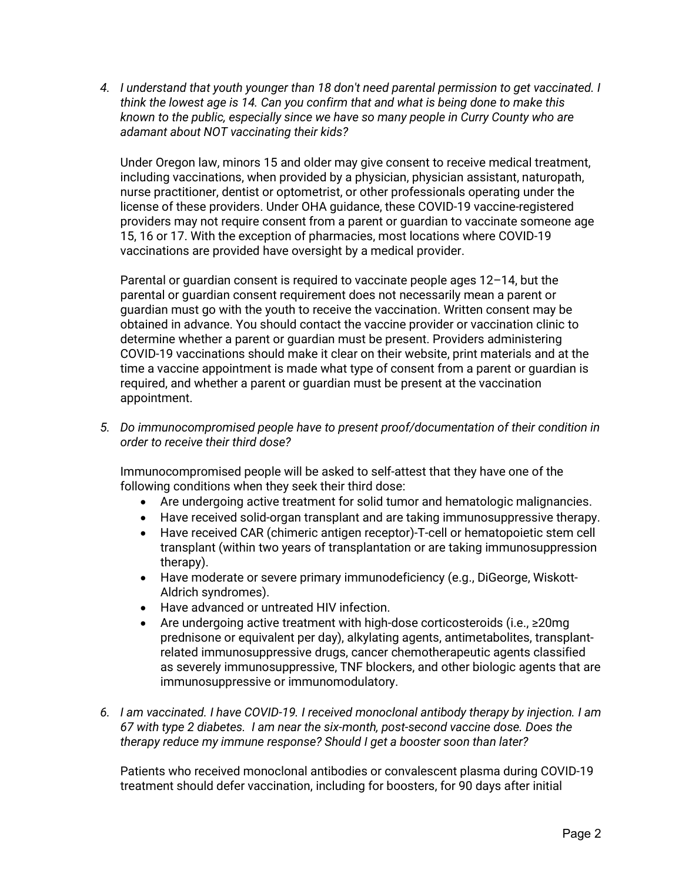4. *I understand that youth younger than 18 don't need parental permission to get vaccinated. I think the lowest age is 14. Can you confirm that and what is being done to make this known to the public, especially since we have so many people in Curry County who are adamant about NOT vaccinating their kids?*

   Under Oregon law, minors 15 and older may give consent to receive medical treatment, including vaccinations, when provided by a physician, physician assistant, naturopath, nurse practitioner, dentist or optometrist, or other professionals operating under the license of these providers. Under OHA guidance, these COVID-19 vaccine-registered providers may not require consent from a parent or guardian to vaccinate someone age 15, 16 or 17. With the exception of pharmacies, most locations where COVID-19 vaccinations are provided have oversight by a medical provider.

   Parental or guardian consent is required to vaccinate people ages 12–14, but the parental or guardian consent requirement does not necessarily mean a parent or guardian must go with the youth to receive the vaccination. Written consent may be obtained in advance. You should contact the vaccine provider or vaccination clinic to determine whether a parent or guardian must be present. Providers administering COVID-19 vaccinations should make it clear on their website, print materials and at the time a vaccine appointment is made what type of consent from a parent or guardian is required, and whether a parent or guardian must be present at the vaccination appointment.

5. *Do immunocompromised people have to present proof/documentation of their condition in order to receive their third dose?*

   Immunocompromised people will be asked to self-attest that they have one of the following conditions when they seek their third dose:
   - Are undergoing active treatment for solid tumor and hematologic malignancies.
   - Have received solid-organ transplant and are taking immunosuppressive therapy.
   - Have received CAR (chimeric antigen receptor)-T-cell or hematopoietic stem cell transplant (within two years of transplantation or are taking immunosuppression therapy).
   - Have moderate or severe primary immunodeficiency (e.g., DiGeorge, Wiskott-Aldrich syndromes).
   - Have advanced or untreated HIV infection.
   - Are undergoing active treatment with high-dose corticosteroids (i.e., ≥20mg prednisone or equivalent per day), alkylating agents, antimetabolites, transplant-related immunosuppressive drugs, cancer chemotherapeutic agents classified as severely immunosuppressive, TNF blockers, and other biologic agents that are immunosuppressive or immunomodulatory.

6. *I am vaccinated. I have COVID-19. I received monoclonal antibody therapy by injection. I am 67 with type 2 diabetes. I am near the six-month, post-second vaccine dose. Does the therapy reduce my immune response? Should I get a booster soon than later?*

   Patients who received monoclonal antibodies or convalescent plasma during COVID-19 treatment should defer vaccination, including for boosters, for 90 days after initial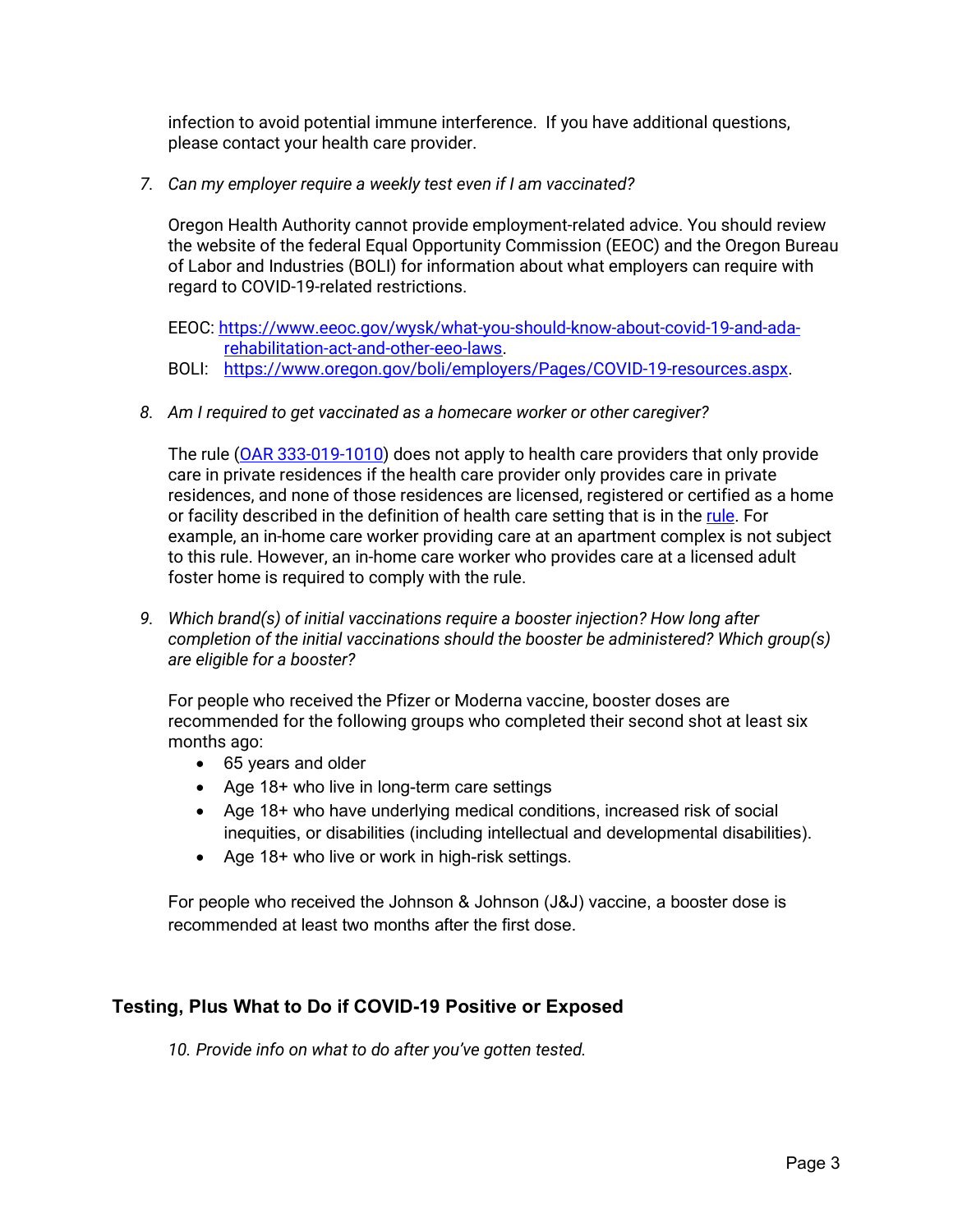infection to avoid potential immune interference. If you have additional questions, please contact your health care provider.

*7. Can my employer require a weekly test even if I am vaccinated?*

Oregon Health Authority cannot provide employment-related advice. You should review the website of the federal Equal Opportunity Commission (EEOC) and the Oregon Bureau of Labor and Industries (BOLI) for information about what employers can require with regard to COVID-19-related restrictions.

EEOC: [https://www.eeoc.gov/wysk/what-you-should-know-about-covid-19-and-ada-rehabilitation-act-and-other-eeo-laws](https://www.eeoc.gov/wysk/what-you-should-know-about-covid-19-and-ada-rehabilitation-act-and-other-eeo-laws).
BOLI: [https://www.oregon.gov/boli/employers/Pages/COVID-19-resources.aspx](https://www.oregon.gov/boli/employers/Pages/COVID-19-resources.aspx).

*8. Am I required to get vaccinated as a homecare worker or other caregiver?*

The rule (OAR 333-019-1010) does not apply to health care providers that only provide care in private residences if the health care provider only provides care in private residences, and none of those residences are licensed, registered or certified as a home or facility described in the definition of health care setting that is in the rule. For example, an in-home care worker providing care at an apartment complex is not subject to this rule. However, an in-home care worker who provides care at a licensed adult foster home is required to comply with the rule.

*9. Which brand(s) of initial vaccinations require a booster injection? How long after completion of the initial vaccinations should the booster be administered? Which group(s) are eligible for a booster?*

For people who received the Pfizer or Moderna vaccine, booster doses are recommended for the following groups who completed their second shot at least six months ago:

- 65 years and older
- Age 18+ who live in long-term care settings
- Age 18+ who have underlying medical conditions, increased risk of social inequities, or disabilities (including intellectual and developmental disabilities).
- Age 18+ who live or work in high-risk settings.

For people who received the Johnson & Johnson (J&J) vaccine, a booster dose is recommended at least two months after the first dose.

## Testing, Plus What to Do if COVID-19 Positive or Exposed

*10. Provide info on what to do after you've gotten tested.*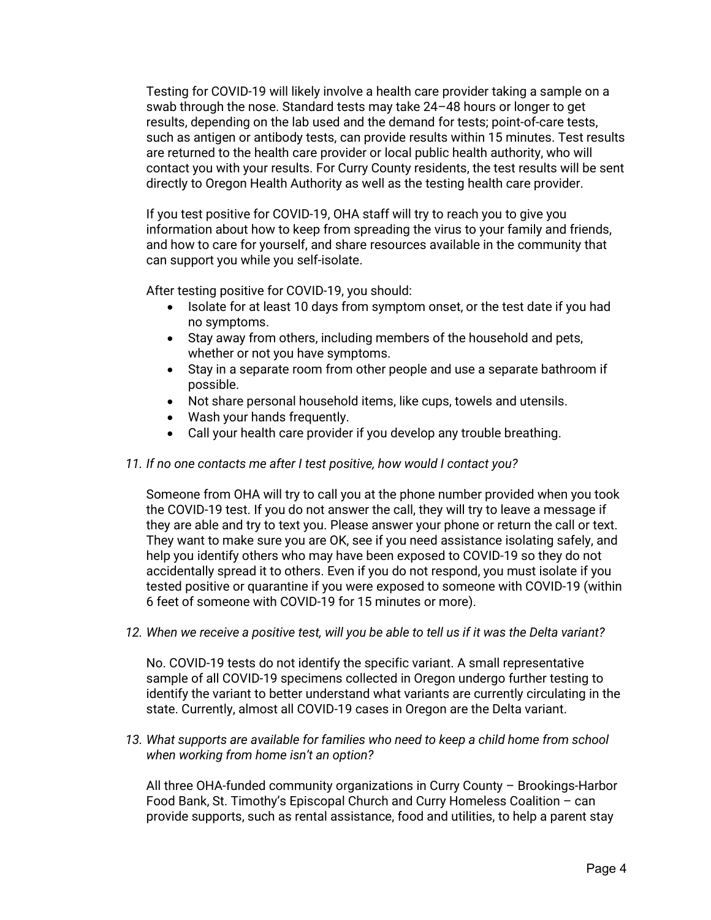Testing for COVID-19 will likely involve a health care provider taking a sample on a swab through the nose. Standard tests may take 24–48 hours or longer to get results, depending on the lab used and the demand for tests; point-of-care tests, such as antigen or antibody tests, can provide results within 15 minutes. Test results are returned to the health care provider or local public health authority, who will contact you with your results. For Curry County residents, the test results will be sent directly to Oregon Health Authority as well as the testing health care provider.

If you test positive for COVID-19, OHA staff will try to reach you to give you information about how to keep from spreading the virus to your family and friends, and how to care for yourself, and share resources available in the community that can support you while you self-isolate.

After testing positive for COVID-19, you should:

- Isolate for at least 10 days from symptom onset, or the test date if you had no symptoms.
- Stay away from others, including members of the household and pets, whether or not you have symptoms.
- Stay in a separate room from other people and use a separate bathroom if possible.
- Not share personal household items, like cups, towels and utensils.
- Wash your hands frequently.
- Call your health care provider if you develop any trouble breathing.

*11. If no one contacts me after I test positive, how would I contact you?*

Someone from OHA will try to call you at the phone number provided when you took the COVID-19 test. If you do not answer the call, they will try to leave a message if they are able and try to text you. Please answer your phone or return the call or text. They want to make sure you are OK, see if you need assistance isolating safely, and help you identify others who may have been exposed to COVID-19 so they do not accidentally spread it to others. Even if you do not respond, you must isolate if you tested positive or quarantine if you were exposed to someone with COVID-19 (within 6 feet of someone with COVID-19 for 15 minutes or more).

*12. When we receive a positive test, will you be able to tell us if it was the Delta variant?*

No. COVID-19 tests do not identify the specific variant. A small representative sample of all COVID-19 specimens collected in Oregon undergo further testing to identify the variant to better understand what variants are currently circulating in the state. Currently, almost all COVID-19 cases in Oregon are the Delta variant.

*13. What supports are available for families who need to keep a child home from school when working from home isn't an option?*

All three OHA-funded community organizations in Curry County – Brookings-Harbor Food Bank, St. Timothy's Episcopal Church and Curry Homeless Coalition – can provide supports, such as rental assistance, food and utilities, to help a parent stay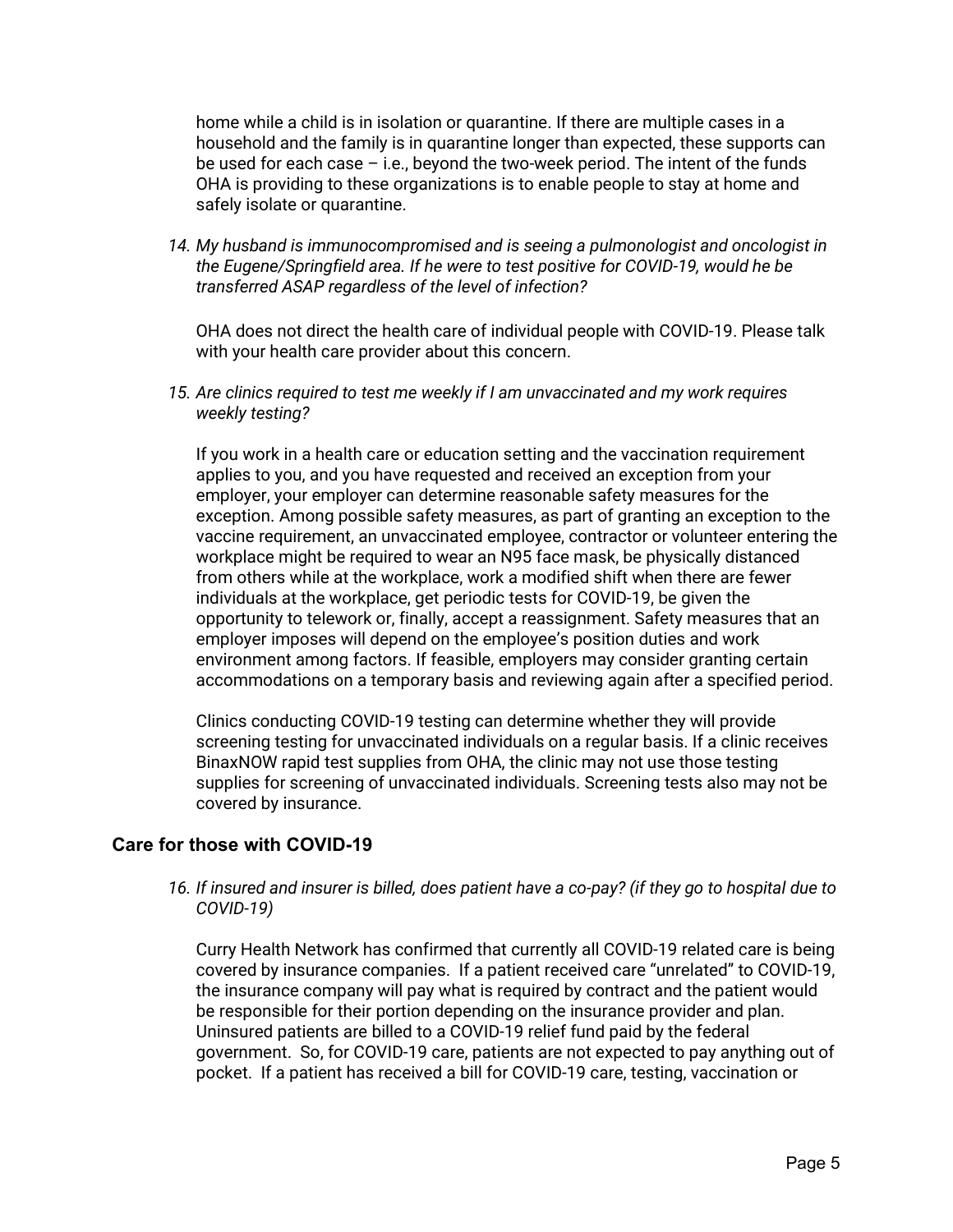home while a child is in isolation or quarantine. If there are multiple cases in a household and the family is in quarantine longer than expected, these supports can be used for each case – i.e., beyond the two-week period. The intent of the funds OHA is providing to these organizations is to enable people to stay at home and safely isolate or quarantine.

14. *My husband is immunocompromised and is seeing a pulmonologist and oncologist in the Eugene/Springfield area. If he were to test positive for COVID-19, would he be transferred ASAP regardless of the level of infection?*

    OHA does not direct the health care of individual people with COVID-19. Please talk with your health care provider about this concern.

15. *Are clinics required to test me weekly if I am unvaccinated and my work requires weekly testing?*

    If you work in a health care or education setting and the vaccination requirement applies to you, and you have requested and received an exception from your employer, your employer can determine reasonable safety measures for the exception. Among possible safety measures, as part of granting an exception to the vaccine requirement, an unvaccinated employee, contractor or volunteer entering the workplace might be required to wear an N95 face mask, be physically distanced from others while at the workplace, work a modified shift when there are fewer individuals at the workplace, get periodic tests for COVID-19, be given the opportunity to telework or, finally, accept a reassignment. Safety measures that an employer imposes will depend on the employee's position duties and work environment among factors. If feasible, employers may consider granting certain accommodations on a temporary basis and reviewing again after a specified period.

    Clinics conducting COVID-19 testing can determine whether they will provide screening testing for unvaccinated individuals on a regular basis. If a clinic receives BinaxNOW rapid test supplies from OHA, the clinic may not use those testing supplies for screening of unvaccinated individuals. Screening tests also may not be covered by insurance.

## Care for those with COVID-19

16. *If insured and insurer is billed, does patient have a co-pay? (if they go to hospital due to COVID-19)*

    Curry Health Network has confirmed that currently all COVID-19 related care is being covered by insurance companies. If a patient received care "unrelated" to COVID-19, the insurance company will pay what is required by contract and the patient would be responsible for their portion depending on the insurance provider and plan. Uninsured patients are billed to a COVID-19 relief fund paid by the federal government. So, for COVID-19 care, patients are not expected to pay anything out of pocket. If a patient has received a bill for COVID-19 care, testing, vaccination or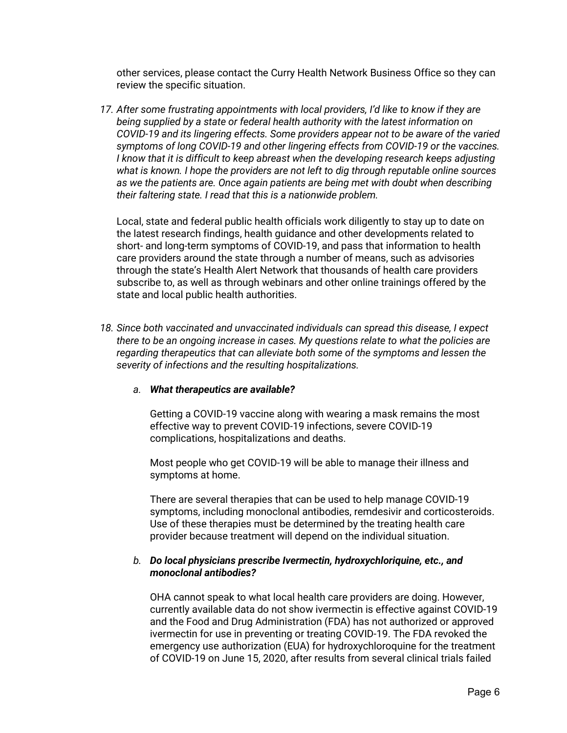other services, please contact the Curry Health Network Business Office so they can review the specific situation.

17. *After some frustrating appointments with local providers, I'd like to know if they are being supplied by a state or federal health authority with the latest information on COVID-19 and its lingering effects. Some providers appear not to be aware of the varied symptoms of long COVID-19 and other lingering effects from COVID-19 or the vaccines. I know that it is difficult to keep abreast when the developing research keeps adjusting what is known. I hope the providers are not left to dig through reputable online sources as we the patients are. Once again patients are being met with doubt when describing their faltering state. I read that this is a nationwide problem.*

    Local, state and federal public health officials work diligently to stay up to date on the latest research findings, health guidance and other developments related to short- and long-term symptoms of COVID-19, and pass that information to health care providers around the state through a number of means, such as advisories through the state's Health Alert Network that thousands of health care providers subscribe to, as well as through webinars and other online trainings offered by the state and local public health authorities.

18. *Since both vaccinated and unvaccinated individuals can spread this disease, I expect there to be an ongoing increase in cases. My questions relate to what the policies are regarding therapeutics that can alleviate both some of the symptoms and lessen the severity of infections and the resulting hospitalizations.*

    a. ***What therapeutics are available?***

       Getting a COVID-19 vaccine along with wearing a mask remains the most effective way to prevent COVID-19 infections, severe COVID-19 complications, hospitalizations and deaths.

       Most people who get COVID-19 will be able to manage their illness and symptoms at home.

       There are several therapies that can be used to help manage COVID-19 symptoms, including monoclonal antibodies, remdesivir and corticosteroids. Use of these therapies must be determined by the treating health care provider because treatment will depend on the individual situation.

    b. ***Do local physicians prescribe Ivermectin, hydroxychloriquine, etc., and monoclonal antibodies?***

       OHA cannot speak to what local health care providers are doing. However, currently available data do not show ivermectin is effective against COVID-19 and the Food and Drug Administration (FDA) has not authorized or approved ivermectin for use in preventing or treating COVID-19. The FDA revoked the emergency use authorization (EUA) for hydroxychloroquine for the treatment of COVID-19 on June 15, 2020, after results from several clinical trials failed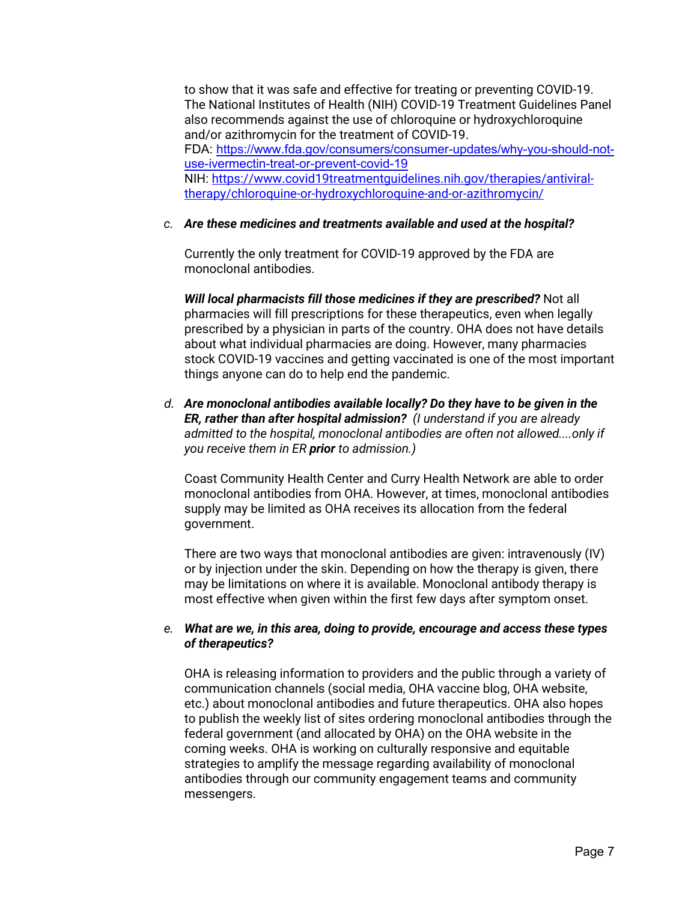to show that it was safe and effective for treating or preventing COVID-19. The National Institutes of Health (NIH) COVID-19 Treatment Guidelines Panel also recommends against the use of chloroquine or hydroxychloroquine and/or azithromycin for the treatment of COVID-19.
FDA: https://www.fda.gov/consumers/consumer-updates/why-you-should-not-use-ivermectin-treat-or-prevent-covid-19
NIH: https://www.covid19treatmentguidelines.nih.gov/therapies/antiviral-therapy/chloroquine-or-hydroxychloroquine-and-or-azithromycin/

c. ***Are these medicines and treatments available and used at the hospital?***

Currently the only treatment for COVID-19 approved by the FDA are monoclonal antibodies.

***Will local pharmacists fill those medicines if they are prescribed?*** Not all pharmacies will fill prescriptions for these therapeutics, even when legally prescribed by a physician in parts of the country. OHA does not have details about what individual pharmacies are doing. However, many pharmacies stock COVID-19 vaccines and getting vaccinated is one of the most important things anyone can do to help end the pandemic.

d. ***Are monoclonal antibodies available locally? Do they have to be given in the ER, rather than after hospital admission?*** *(I understand if you are already admitted to the hospital, monoclonal antibodies are often not allowed....only if you receive them in ER* ***prior*** *to admission.)*

Coast Community Health Center and Curry Health Network are able to order monoclonal antibodies from OHA. However, at times, monoclonal antibodies supply may be limited as OHA receives its allocation from the federal government.

There are two ways that monoclonal antibodies are given: intravenously (IV) or by injection under the skin. Depending on how the therapy is given, there may be limitations on where it is available. Monoclonal antibody therapy is most effective when given within the first few days after symptom onset.

e. ***What are we, in this area, doing to provide, encourage and access these types of therapeutics?***

OHA is releasing information to providers and the public through a variety of communication channels (social media, OHA vaccine blog, OHA website, etc.) about monoclonal antibodies and future therapeutics. OHA also hopes to publish the weekly list of sites ordering monoclonal antibodies through the federal government (and allocated by OHA) on the OHA website in the coming weeks. OHA is working on culturally responsive and equitable strategies to amplify the message regarding availability of monoclonal antibodies through our community engagement teams and community messengers.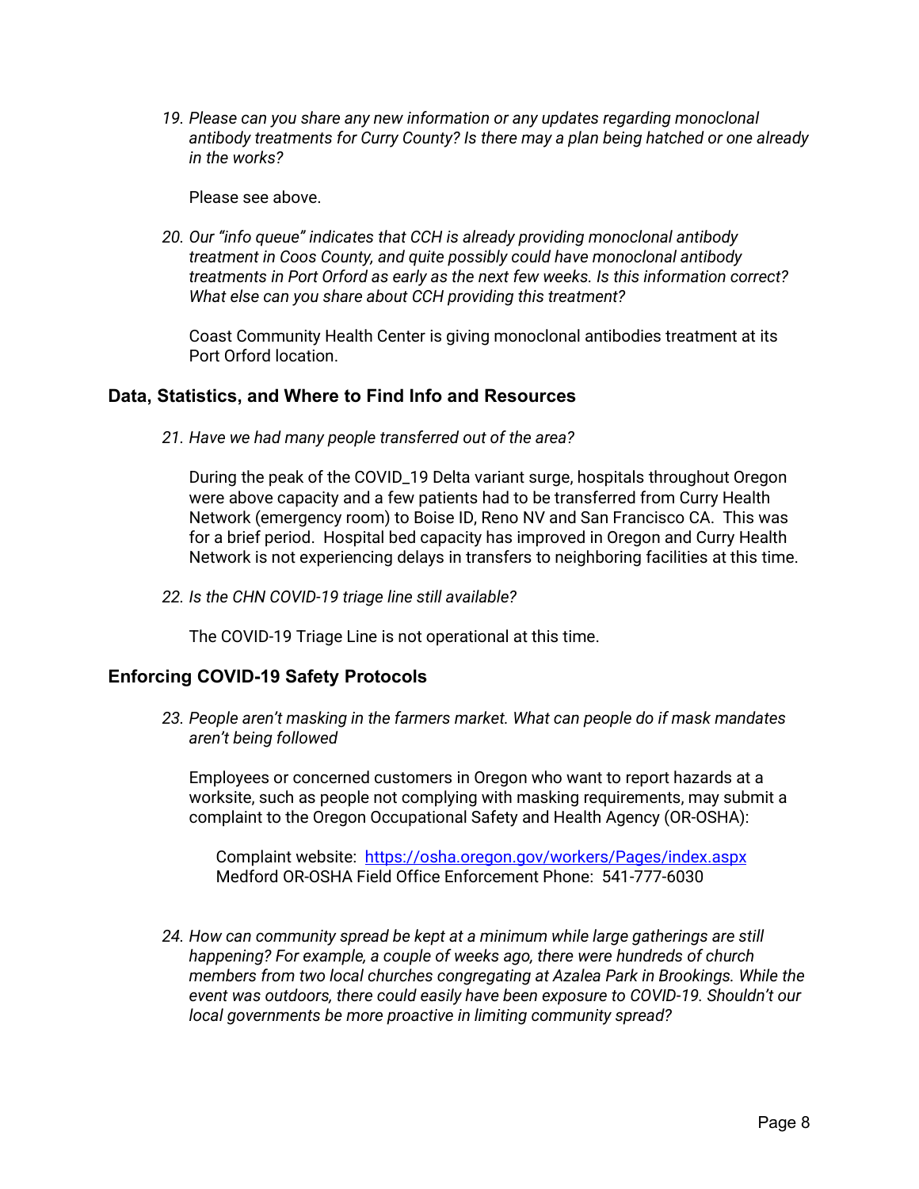19. *Please can you share any new information or any updates regarding monoclonal antibody treatments for Curry County? Is there may a plan being hatched or one already in the works?*

    Please see above.

20. *Our "info queue" indicates that CCH is already providing monoclonal antibody treatment in Coos County, and quite possibly could have monoclonal antibody treatments in Port Orford as early as the next few weeks. Is this information correct? What else can you share about CCH providing this treatment?*

    Coast Community Health Center is giving monoclonal antibodies treatment at its Port Orford location.

## Data, Statistics, and Where to Find Info and Resources

21. *Have we had many people transferred out of the area?*

    During the peak of the COVID_19 Delta variant surge, hospitals throughout Oregon were above capacity and a few patients had to be transferred from Curry Health Network (emergency room) to Boise ID, Reno NV and San Francisco CA. This was for a brief period. Hospital bed capacity has improved in Oregon and Curry Health Network is not experiencing delays in transfers to neighboring facilities at this time.

22. *Is the CHN COVID-19 triage line still available?*

    The COVID-19 Triage Line is not operational at this time.

## Enforcing COVID-19 Safety Protocols

23. *People aren't masking in the farmers market. What can people do if mask mandates aren't being followed*

    Employees or concerned customers in Oregon who want to report hazards at a worksite, such as people not complying with masking requirements, may submit a complaint to the Oregon Occupational Safety and Health Agency (OR-OSHA):

    Complaint website: https://osha.oregon.gov/workers/Pages/index.aspx
    Medford OR-OSHA Field Office Enforcement Phone: 541-777-6030

24. *How can community spread be kept at a minimum while large gatherings are still happening? For example, a couple of weeks ago, there were hundreds of church members from two local churches congregating at Azalea Park in Brookings. While the event was outdoors, there could easily have been exposure to COVID-19. Shouldn't our local governments be more proactive in limiting community spread?*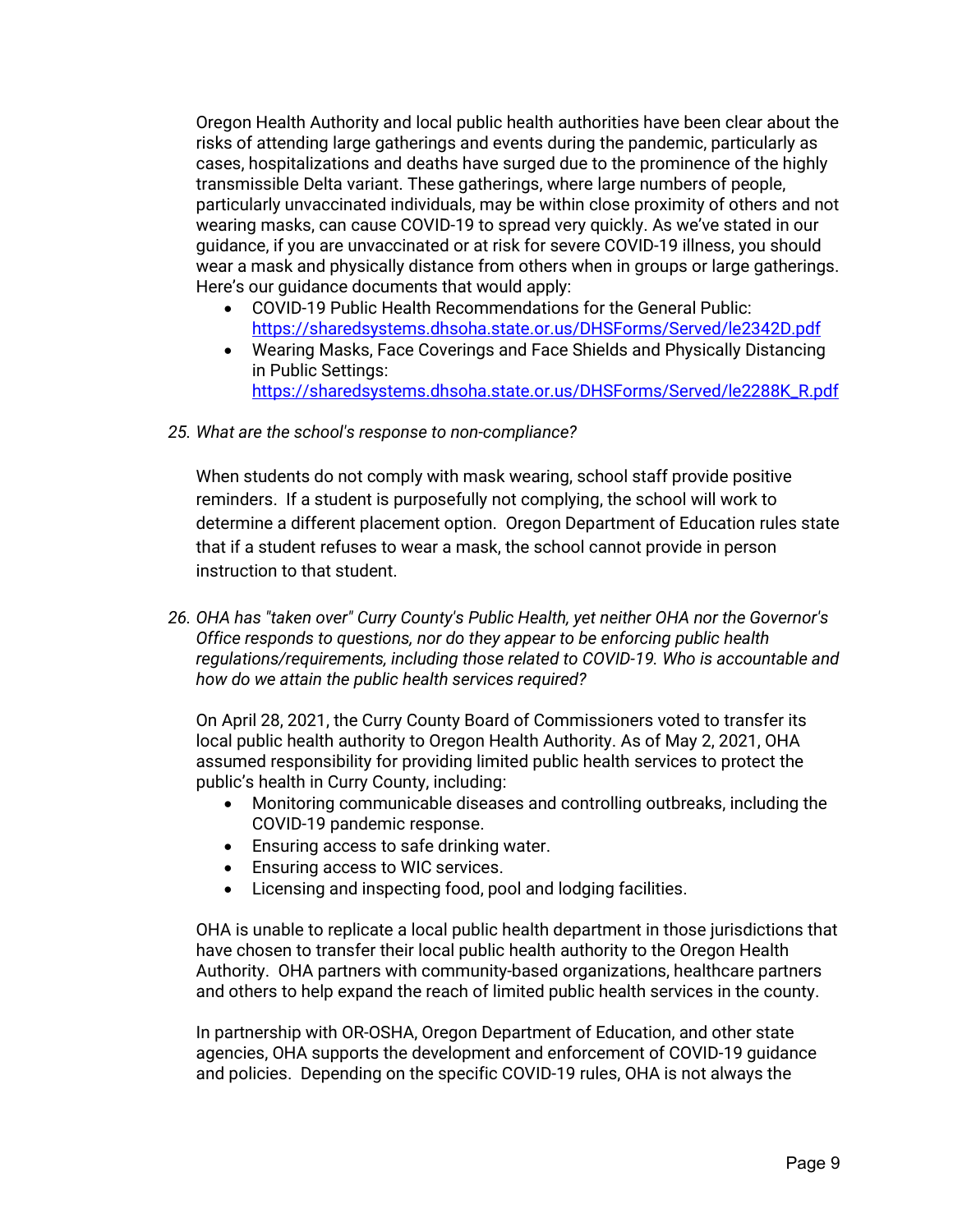Oregon Health Authority and local public health authorities have been clear about the risks of attending large gatherings and events during the pandemic, particularly as cases, hospitalizations and deaths have surged due to the prominence of the highly transmissible Delta variant. These gatherings, where large numbers of people, particularly unvaccinated individuals, may be within close proximity of others and not wearing masks, can cause COVID-19 to spread very quickly. As we've stated in our guidance, if you are unvaccinated or at risk for severe COVID-19 illness, you should wear a mask and physically distance from others when in groups or large gatherings. Here's our guidance documents that would apply:

- COVID-19 Public Health Recommendations for the General Public: https://sharedsystems.dhsoha.state.or.us/DHSForms/Served/le2342D.pdf
- Wearing Masks, Face Coverings and Face Shields and Physically Distancing in Public Settings: https://sharedsystems.dhsoha.state.or.us/DHSForms/Served/le2288K_R.pdf

25. *What are the school's response to non-compliance?*

When students do not comply with mask wearing, school staff provide positive reminders. If a student is purposefully not complying, the school will work to determine a different placement option. Oregon Department of Education rules state that if a student refuses to wear a mask, the school cannot provide in person instruction to that student.

26. *OHA has "taken over" Curry County's Public Health, yet neither OHA nor the Governor's Office responds to questions, nor do they appear to be enforcing public health regulations/requirements, including those related to COVID-19. Who is accountable and how do we attain the public health services required?*

On April 28, 2021, the Curry County Board of Commissioners voted to transfer its local public health authority to Oregon Health Authority. As of May 2, 2021, OHA assumed responsibility for providing limited public health services to protect the public's health in Curry County, including:

- Monitoring communicable diseases and controlling outbreaks, including the COVID-19 pandemic response.
- Ensuring access to safe drinking water.
- Ensuring access to WIC services.
- Licensing and inspecting food, pool and lodging facilities.

OHA is unable to replicate a local public health department in those jurisdictions that have chosen to transfer their local public health authority to the Oregon Health Authority. OHA partners with community-based organizations, healthcare partners and others to help expand the reach of limited public health services in the county.

In partnership with OR-OSHA, Oregon Department of Education, and other state agencies, OHA supports the development and enforcement of COVID-19 guidance and policies. Depending on the specific COVID-19 rules, OHA is not always the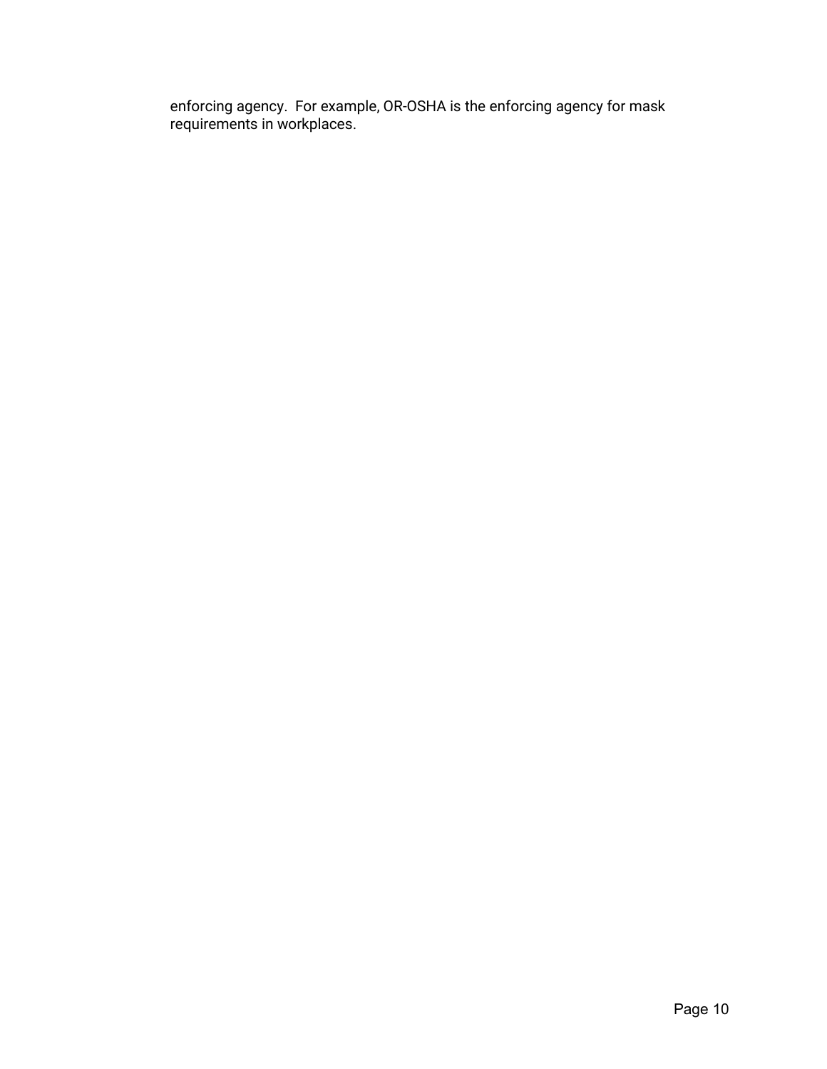enforcing agency. For example, OR-OSHA is the enforcing agency for mask requirements in workplaces.